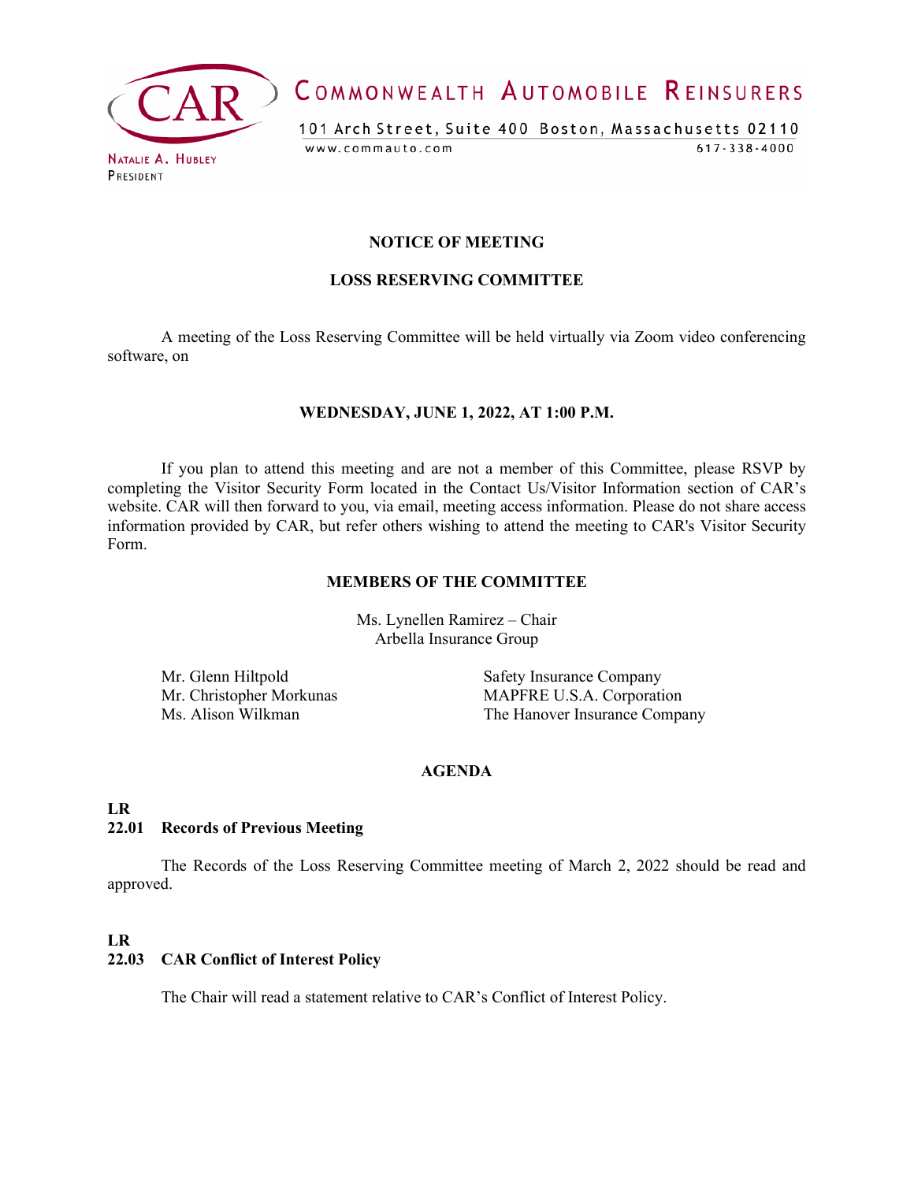COMMONWEALTH AUTOMOBILE REINSURERS

101 Arch Street, Suite 400 Boston, Massachusetts 02110

www.commauto.com 617-338-4000

NATALIE A. HUBLEY
PRESIDENT

**NOTICE OF MEETING**

**LOSS RESERVING COMMITTEE**

A meeting of the Loss Reserving Committee will be held virtually via Zoom video conferencing software, on

**WEDNESDAY, JUNE 1, 2022, AT 1:00 P.M.**

If you plan to attend this meeting and are not a member of this Committee, please RSVP by completing the Visitor Security Form located in the Contact Us/Visitor Information section of CAR's website. CAR will then forward to you, via email, meeting access information. Please do not share access information provided by CAR, but refer others wishing to attend the meeting to CAR's Visitor Security Form.

**MEMBERS OF THE COMMITTEE**

Ms. Lynellen Ramirez – Chair
Arbella Insurance Group

| | |
|---|---|
| Mr. Glenn Hiltpold | Safety Insurance Company |
| Mr. Christopher Morkunas | MAPFRE U.S.A. Corporation |
| Ms. Alison Wilkman | The Hanover Insurance Company |

**AGENDA**

**LR 22.01 Records of Previous Meeting**

The Records of the Loss Reserving Committee meeting of March 2, 2022 should be read and approved.

**LR 22.03 CAR Conflict of Interest Policy**

The Chair will read a statement relative to CAR's Conflict of Interest Policy.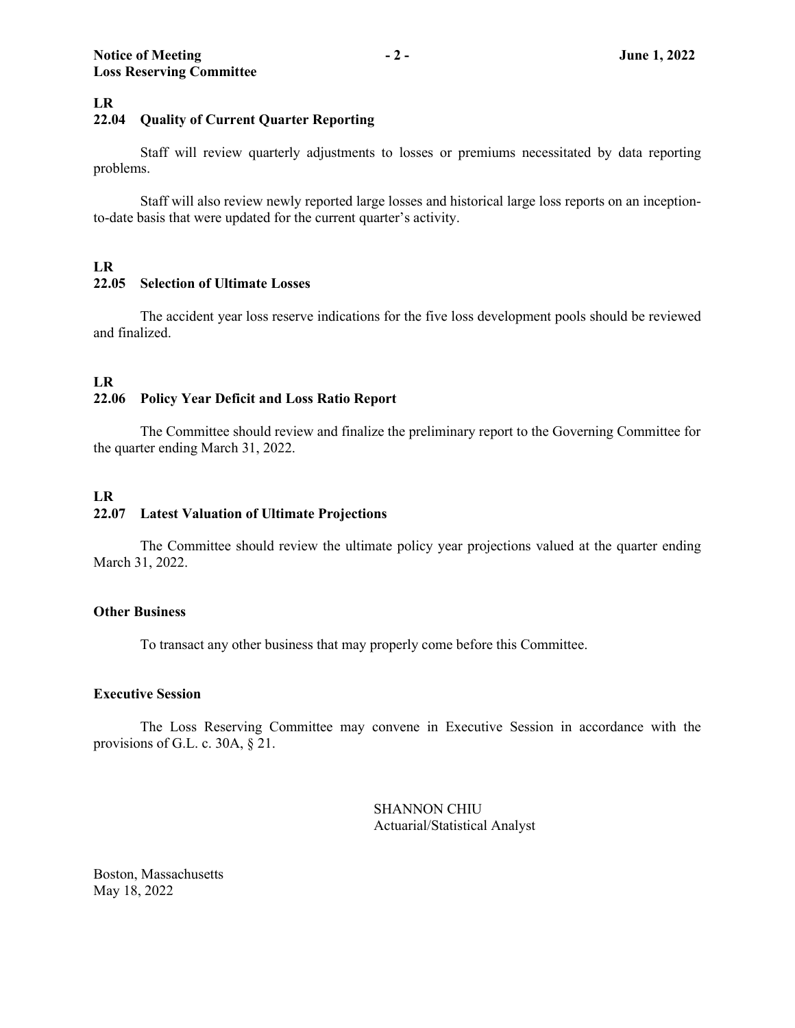## LR 22.04 Quality of Current Quarter Reporting

Staff will review quarterly adjustments to losses or premiums necessitated by data reporting problems.

Staff will also review newly reported large losses and historical large loss reports on an inception-to-date basis that were updated for the current quarter's activity.

## LR 22.05 Selection of Ultimate Losses

The accident year loss reserve indications for the five loss development pools should be reviewed and finalized.

## LR 22.06 Policy Year Deficit and Loss Ratio Report

The Committee should review and finalize the preliminary report to the Governing Committee for the quarter ending March 31, 2022.

## LR 22.07 Latest Valuation of Ultimate Projections

The Committee should review the ultimate policy year projections valued at the quarter ending March 31, 2022.

## Other Business

To transact any other business that may properly come before this Committee.

## Executive Session

The Loss Reserving Committee may convene in Executive Session in accordance with the provisions of G.L. c. 30A, § 21.

SHANNON CHIU
Actuarial/Statistical Analyst

Boston, Massachusetts
May 18, 2022